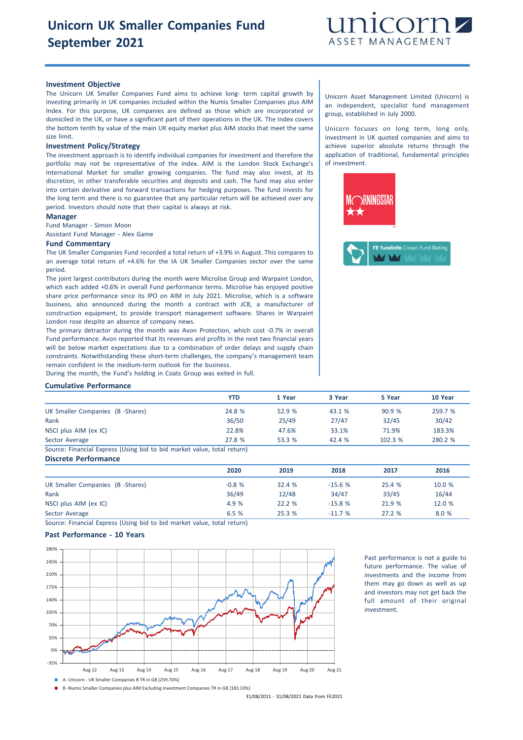# Unicorn UK Smaller Companies Fund September 2021

unicorn ASSET MANAGEMENT

## Investment Objective

The Unicorn UK Smaller Companies Fund aims to achieve long- term capital growth by investing primarily in UK companies included within the Numis Smaller Companies plus AIM Index. For this purpose, UK companies are defined as those which are incorporated or domiciled in the UK, or have a significant part of their operations in the UK. The Index covers the bottom tenth by value of the main UK equity market plus AIM stocks that meet the same size limit.

## Investment Policy/Strategy

The investment approach is to identify individual companies for investment and therefore the portfolio may not be representative of the index. AIM is the London Stock Exchange's International Market for smaller growing companies. The fund may also invest, at its discretion, in other transferable securities and deposits and cash. The fund may also enter into certain derivative and forward transactions for hedging purposes. The fund invests for the long term and there is no guarantee that any particular return will be achieved over any period. Investors should note that their capital is always at risk.

## Manager

Fund Manager - Simon Moon

Assistant Fund Manager - Alex Game

## Fund Commentary

The UK Smaller Companies Fund recorded a total return of +3.9% in August. This compares to an average total return of +4.6% for the IA UK Smaller Companies sector over the same period.

The joint largest contributors during the month were Microlise Group and Warpaint London, which each added +0.6% in overall Fund performance terms. Microlise has enjoyed positive share price performance since its IPO on AIM in July 2021. Microlise, which is a software business, also announced during the month a contract with JCB, a manufacturer of construction equipment, to provide transport management software. Shares in Warpaint London rose despite an absence of company news.

The primary detractor during the month was Avon Protection, which cost -0.7% in overall Fund performance. Avon reported that its revenues and profits in the next two financial years will be below market expectations due to a combination of order delays and supply chain constraints. Notwithstanding these short-term challenges, the company's management team remain confident in the medium-term outlook for the business.

During the month, the Fund's holding in Coats Group was exited in full.

Unicorn Asset Management Limited (Unicorn) is an independent, specialist fund management group, established in July 2000.

Unicorn focuses on long term, long only, investment in UK quoted companies and aims to achieve superior absolute returns through the application of traditional, fundamental principles of investment.

MORNINGSTAR ★★

FE fundinfo Crown Fund Rating

## Cumulative Performance

| | YTD | 1 Year | 3 Year | 5 Year | 10 Year |
|---|---|---|---|---|---|
| UK Smaller Companies (B -Shares) | 24.8 % | 52.9 % | 43.1 % | 90.9 % | 259.7 % |
| Rank | 36/50 | 25/49 | 27/47 | 32/45 | 30/42 |
| NSCI plus AIM (ex IC) | 22.8% | 47.6% | 33.1% | 71.9% | 183.3% |
| Sector Average | 27.8 % | 53.3 % | 42.4 % | 102.3 % | 280.2 % |

Source: Financial Express (Using bid to bid market value, total return)

## Discrete Performance

| | 2020 | 2019 | 2018 | 2017 | 2016 |
|---|---|---|---|---|---|
| UK Smaller Companies (B -Shares) | -0.8 % | 32.4 % | -15.6 % | 25.4 % | 10.0 % |
| Rank | 36/49 | 12/48 | 34/47 | 33/45 | 16/44 |
| NSCI plus AIM (ex IC) | 4.9 % | 22.2 % | -15.8 % | 21.9 % | 12.0 % |
| Sector Average | 6.5 % | 25.3 % | -11.7 % | 27.2 % | 8.0 % |

Source: Financial Express (Using bid to bid market value, total return)

## Past Performance - 10 Years

A -Unicorn - UK Smaller Companies B TR in GB [259.70%]

B -Numis Smaller Companies plus AIM Excluding Investment Companies TR in GB [183.33%]

31/08/2011 - 31/08/2021 Data from FE2021

Past performance is not a guide to future performance. The value of investments and the income from them may go down as well as up and investors may not get back the full amount of their original investment.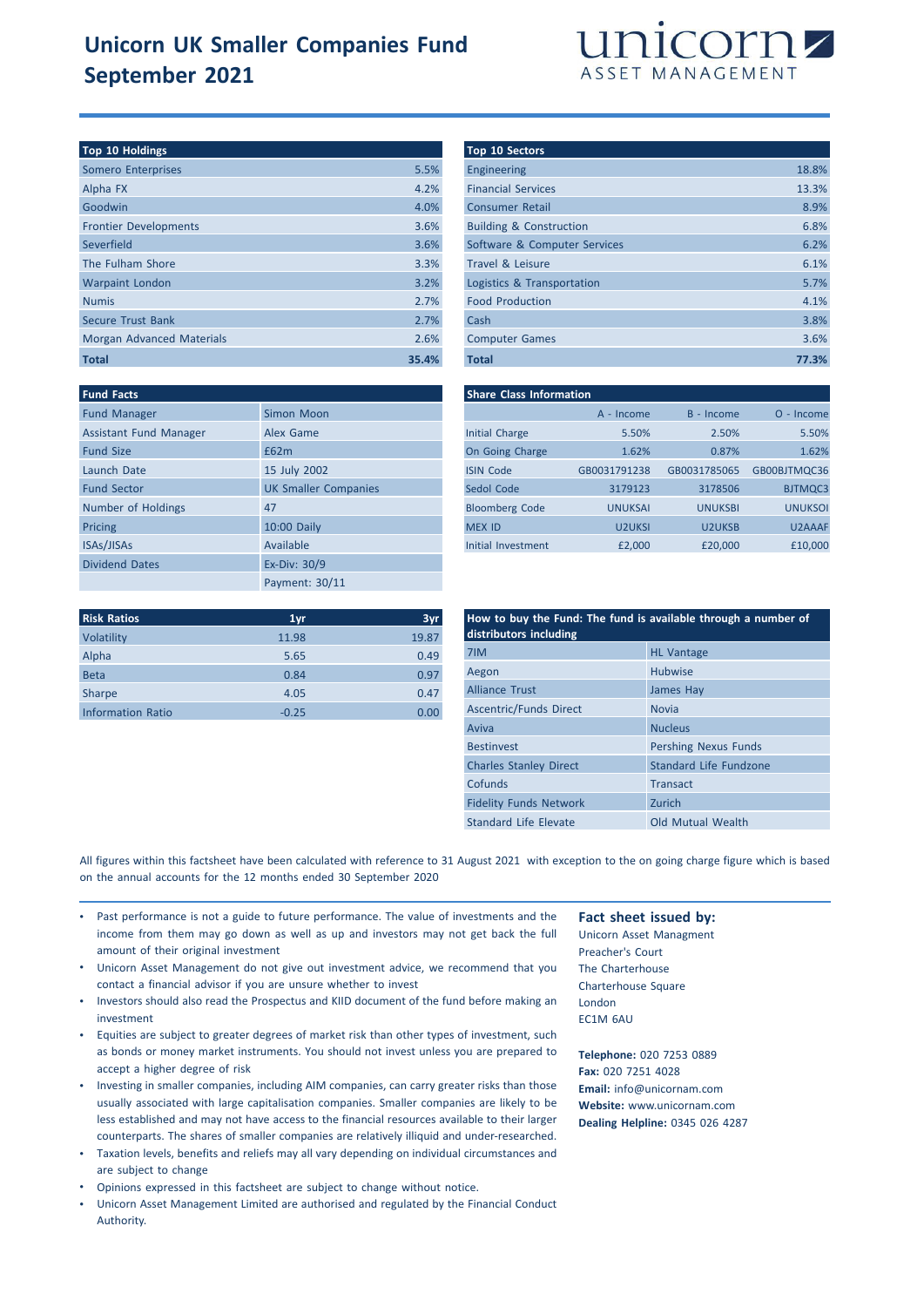# Unicorn UK Smaller Companies Fund
# September 2021

| Top 10 Holdings | |
|---|---|
| Somero Enterprises | 5.5% |
| Alpha FX | 4.2% |
| Goodwin | 4.0% |
| Frontier Developments | 3.6% |
| Severfield | 3.6% |
| The Fulham Shore | 3.3% |
| Warpaint London | 3.2% |
| Numis | 2.7% |
| Secure Trust Bank | 2.7% |
| Morgan Advanced Materials | 2.6% |
| **Total** | **35.4%** |

| Top 10 Sectors | |
|---|---|
| Engineering | 18.8% |
| Financial Services | 13.3% |
| Consumer Retail | 8.9% |
| Building & Construction | 6.8% |
| Software & Computer Services | 6.2% |
| Travel & Leisure | 6.1% |
| Logistics & Transportation | 5.7% |
| Food Production | 4.1% |
| Cash | 3.8% |
| Computer Games | 3.6% |
| **Total** | **77.3%** |

| Fund Facts | |
|---|---|
| Fund Manager | Simon Moon |
| Assistant Fund Manager | Alex Game |
| Fund Size | £62m |
| Launch Date | 15 July 2002 |
| Fund Sector | UK Smaller Companies |
| Number of Holdings | 47 |
| Pricing | 10:00 Daily |
| ISAs/JISAs | Available |
| Dividend Dates | Ex-Div: 30/9 |
| | Payment: 30/11 |

| Share Class Information | A - Income | B - Income | O - Income |
|---|---|---|---|
| Initial Charge | 5.50% | 2.50% | 5.50% |
| On Going Charge | 1.62% | 0.87% | 1.62% |
| ISIN Code | GB0031791238 | GB0031785065 | GB00BJTMQC36 |
| Sedol Code | 3179123 | 3178506 | BJTMQC3 |
| Bloomberg Code | UNUKSAI | UNUKSBI | UNUKSOI |
| MEX ID | U2UKSI | U2UKSB | U2AAAF |
| Initial Investment | £2,000 | £20,000 | £10,000 |

| Risk Ratios | 1yr | 3yr |
|---|---|---|
| Volatility | 11.98 | 19.87 |
| Alpha | 5.65 | 0.49 |
| Beta | 0.84 | 0.97 |
| Sharpe | 4.05 | 0.47 |
| Information Ratio | -0.25 | 0.00 |

| How to buy the Fund: The fund is available through a number of distributors including | |
|---|---|
| 7IM | HL Vantage |
| Aegon | Hubwise |
| Alliance Trust | James Hay |
| Ascentric/Funds Direct | Novia |
| Aviva | Nucleus |
| Bestinvest | Pershing Nexus Funds |
| Charles Stanley Direct | Standard Life Fundzone |
| Cofunds | Transact |
| Fidelity Funds Network | Zurich |
| Standard Life Elevate | Old Mutual Wealth |

All figures within this factsheet have been calculated with reference to 31 August 2021 with exception to the on going charge figure which is based on the annual accounts for the 12 months ended 30 September 2020

- Past performance is not a guide to future performance. The value of investments and the income from them may go down as well as up and investors may not get back the full amount of their original investment
- Unicorn Asset Management do not give out investment advice, we recommend that you contact a financial advisor if you are unsure whether to invest
- Investors should also read the Prospectus and KIID document of the fund before making an investment
- Equities are subject to greater degrees of market risk than other types of investment, such as bonds or money market instruments. You should not invest unless you are prepared to accept a higher degree of risk
- Investing in smaller companies, including AIM companies, can carry greater risks than those usually associated with large capitalisation companies. Smaller companies are likely to be less established and may not have access to the financial resources available to their larger counterparts. The shares of smaller companies are relatively illiquid and under-researched.
- Taxation levels, benefits and reliefs may all vary depending on individual circumstances and are subject to change
- Opinions expressed in this factsheet are subject to change without notice.
- Unicorn Asset Management Limited are authorised and regulated by the Financial Conduct Authority.

**Fact sheet issued by:**

Unicorn Asset Managment
Preacher's Court
The Charterhouse
Charterhouse Square
London
EC1M 6AU

**Telephone:** 020 7253 0889
**Fax:** 020 7251 4028
**Email:** info@unicornam.com
**Website:** www.unicornam.com
**Dealing Helpline:** 0345 026 4287